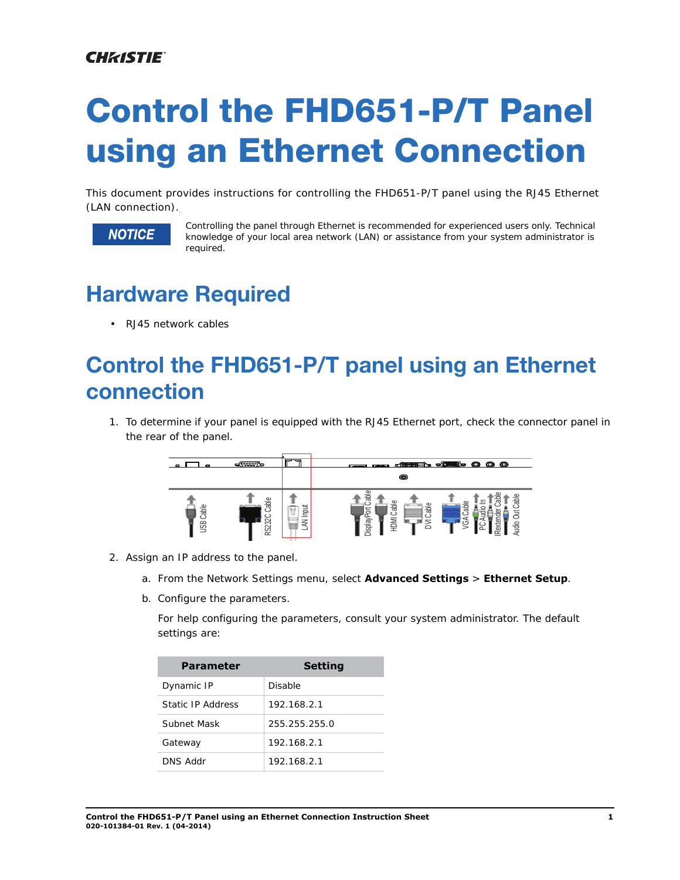# Control the FHD651-P/T Panel using an Ethernet Connection

This document provides instructions for controlling the FHD651-P/T panel using the RJ45 Ethernet (LAN connection).

**NOTICE** Controlling the panel through Ethernet is recommended for experienced users only. Technical knowledge of your local area network (LAN) or assistance from your system administrator is required.

## Hardware Required

- RJ45 network cables

## Control the FHD651-P/T panel using an Ethernet connection

1. To determine if your panel is equipped with the RJ45 Ethernet port, check the connector panel in the rear of the panel.

   USB Cable
   RS232C Cable
   LAN Input
   DisplayPort Cable
   HDMI Cable
   DVI Cable
   VGA Cable
   PC Audio In
   IRextender Cable
   Audio Out Cable

2. Assign an IP address to the panel.

   a. From the Network Settings menu, select **Advanced Settings** > **Ethernet Setup**.

   b. Configure the parameters.

   For help configuring the parameters, consult your system administrator. The default settings are:

| Parameter | Setting |
|---|---|
| Dynamic IP | Disable |
| Static IP Address | 192.168.2.1 |
| Subnet Mask | 255.255.255.0 |
| Gateway | 192.168.2.1 |
| DNS Addr | 192.168.2.1 |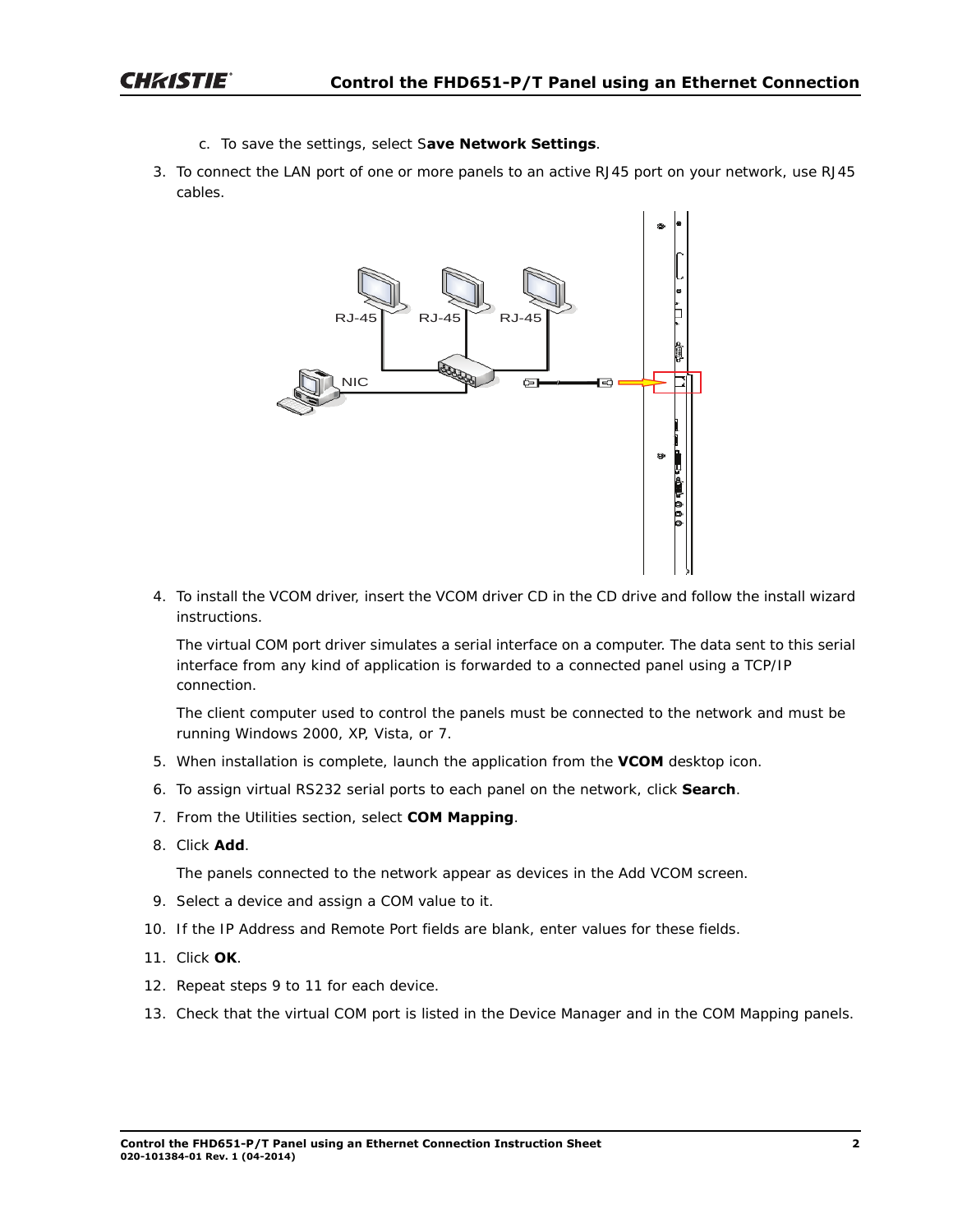c. To save the settings, select **Save Network Settings**.

3. To connect the LAN port of one or more panels to an active RJ45 port on your network, use RJ45 cables.

RJ-45
RJ-45
RJ-45
NIC

4. To install the VCOM driver, insert the VCOM driver CD in the CD drive and follow the install wizard instructions.

   The virtual COM port driver simulates a serial interface on a computer. The data sent to this serial interface from any kind of application is forwarded to a connected panel using a TCP/IP connection.

   The client computer used to control the panels must be connected to the network and must be running Windows 2000, XP, Vista, or 7.

5. When installation is complete, launch the application from the **VCOM** desktop icon.
6. To assign virtual RS232 serial ports to each panel on the network, click **Search**.
7. From the Utilities section, select **COM Mapping**.
8. Click **Add**.

   The panels connected to the network appear as devices in the Add VCOM screen.

9. Select a device and assign a COM value to it.
10. If the IP Address and Remote Port fields are blank, enter values for these fields.
11. Click **OK**.
12. Repeat steps 9 to 11 for each device.
13. Check that the virtual COM port is listed in the Device Manager and in the COM Mapping panels.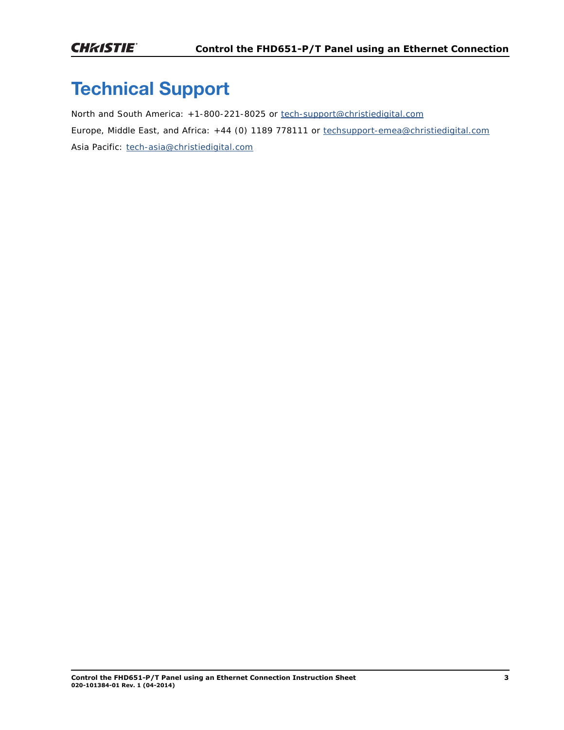# Technical Support

North and South America: +1-800-221-8025 or tech-support@christiedigital.com

Europe, Middle East, and Africa: +44 (0) 1189 778111 or techsupport-emea@christiedigital.com

Asia Pacific: tech-asia@christiedigital.com